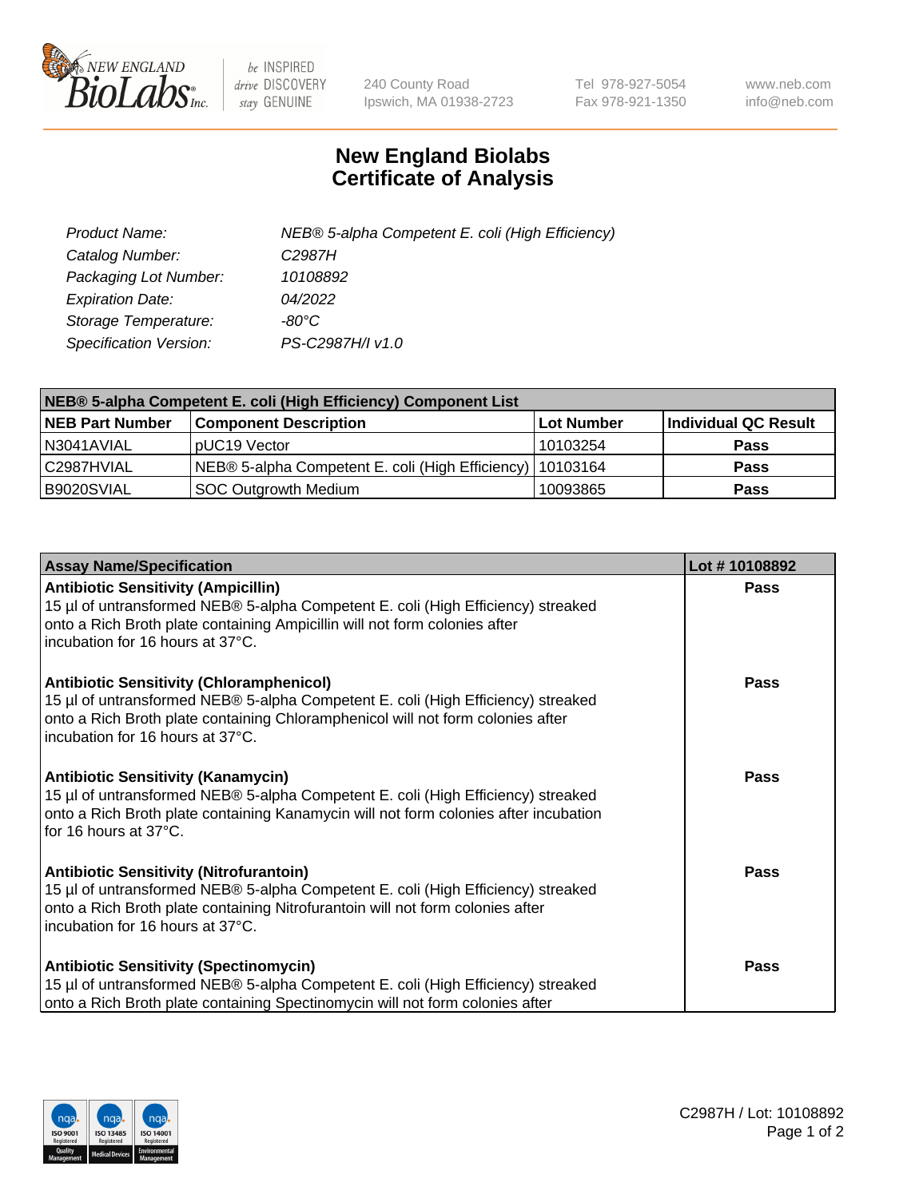240 County Road
Ipswich, MA 01938-2723

Tel 978-927-5054
Fax 978-921-1350

www.neb.com
info@neb.com

# New England Biolabs Certificate of Analysis

| | |
|---|---|
| *Product Name:* | *NEB® 5-alpha Competent E. coli (High Efficiency)* |
| *Catalog Number:* | *C2987H* |
| *Packaging Lot Number:* | *10108892* |
| *Expiration Date:* | *04/2022* |
| *Storage Temperature:* | *-80°C* |
| *Specification Version:* | *PS-C2987H/I v1.0* |

| **NEB® 5-alpha Competent E. coli (High Efficiency) Component List** | | | |
|---|---|---|---|
| **NEB Part Number** | **Component Description** | **Lot Number** | **Individual QC Result** |
| N3041AVIAL | pUC19 Vector | 10103254 | **Pass** |
| C2987HVIAL | NEB® 5-alpha Competent E. coli (High Efficiency) | 10103164 | **Pass** |
| B9020SVIAL | SOC Outgrowth Medium | 10093865 | **Pass** |

| **Assay Name/Specification** | **Lot # 10108892** |
|---|---|
| **Antibiotic Sensitivity (Ampicillin)**<br>15 µl of untransformed NEB® 5-alpha Competent E. coli (High Efficiency) streaked onto a Rich Broth plate containing Ampicillin will not form colonies after incubation for 16 hours at 37°C. | **Pass** |
| **Antibiotic Sensitivity (Chloramphenicol)**<br>15 µl of untransformed NEB® 5-alpha Competent E. coli (High Efficiency) streaked onto a Rich Broth plate containing Chloramphenicol will not form colonies after incubation for 16 hours at 37°C. | **Pass** |
| **Antibiotic Sensitivity (Kanamycin)**<br>15 µl of untransformed NEB® 5-alpha Competent E. coli (High Efficiency) streaked onto a Rich Broth plate containing Kanamycin will not form colonies after incubation for 16 hours at 37°C. | **Pass** |
| **Antibiotic Sensitivity (Nitrofurantoin)**<br>15 µl of untransformed NEB® 5-alpha Competent E. coli (High Efficiency) streaked onto a Rich Broth plate containing Nitrofurantoin will not form colonies after incubation for 16 hours at 37°C. | **Pass** |
| **Antibiotic Sensitivity (Spectinomycin)**<br>15 µl of untransformed NEB® 5-alpha Competent E. coli (High Efficiency) streaked onto a Rich Broth plate containing Spectinomycin will not form colonies after | **Pass** |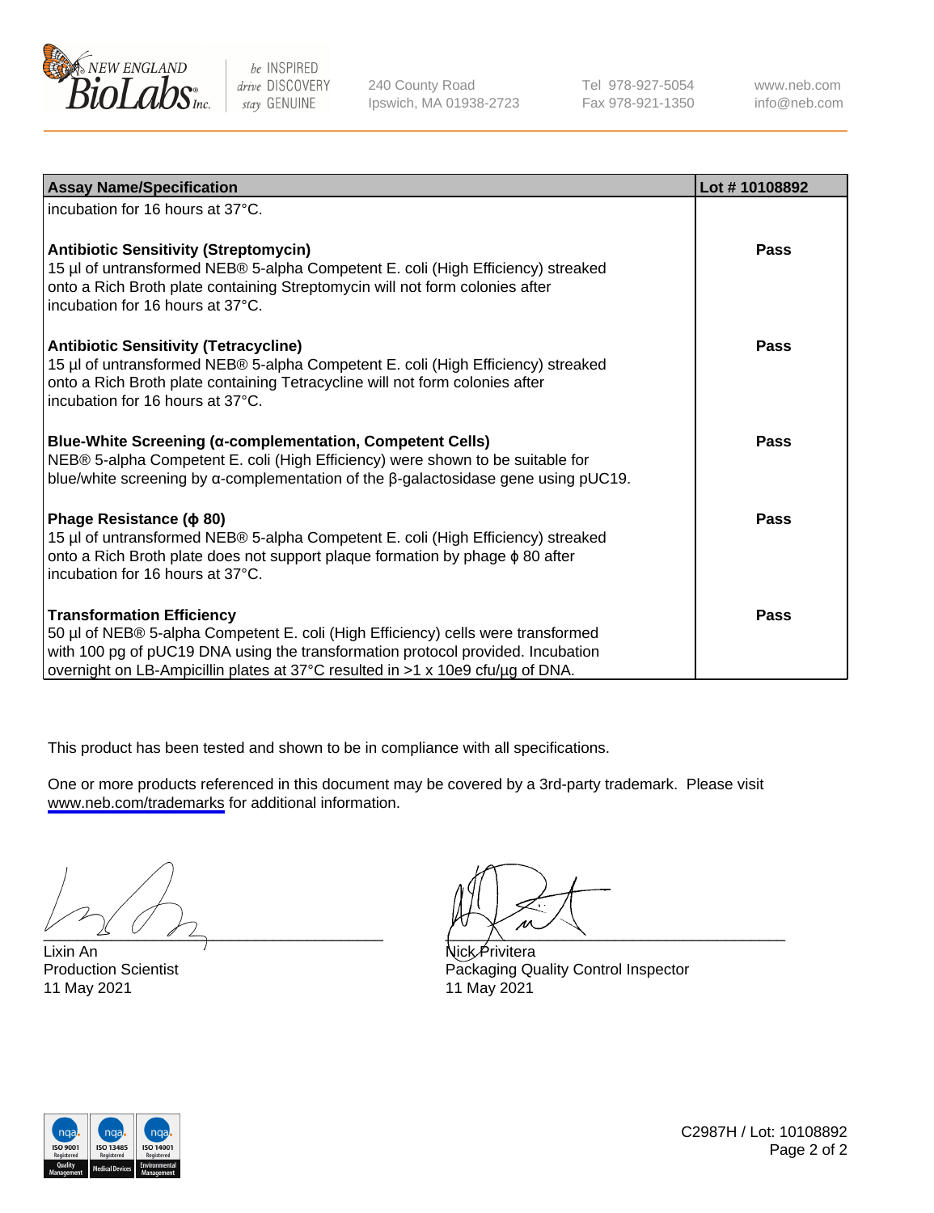| Assay Name/Specification | Lot # 10108892 |
| --- | --- |
| incubation for 16 hours at 37°C. | |
| **Antibiotic Sensitivity (Streptomycin)**<br>15 µl of untransformed NEB® 5-alpha Competent E. coli (High Efficiency) streaked onto a Rich Broth plate containing Streptomycin will not form colonies after incubation for 16 hours at 37°C. | **Pass** |
| **Antibiotic Sensitivity (Tetracycline)**<br>15 µl of untransformed NEB® 5-alpha Competent E. coli (High Efficiency) streaked onto a Rich Broth plate containing Tetracycline will not form colonies after incubation for 16 hours at 37°C. | **Pass** |
| **Blue-White Screening (α-complementation, Competent Cells)**<br>NEB® 5-alpha Competent E. coli (High Efficiency) were shown to be suitable for blue/white screening by α-complementation of the β-galactosidase gene using pUC19. | **Pass** |
| **Phage Resistance (ϕ 80)**<br>15 µl of untransformed NEB® 5-alpha Competent E. coli (High Efficiency) streaked onto a Rich Broth plate does not support plaque formation by phage ϕ 80 after incubation for 16 hours at 37°C. | **Pass** |
| **Transformation Efficiency**<br>50 µl of NEB® 5-alpha Competent E. coli (High Efficiency) cells were transformed with 100 pg of pUC19 DNA using the transformation protocol provided. Incubation overnight on LB-Ampicillin plates at 37°C resulted in >1 x 10e9 cfu/µg of DNA. | **Pass** |

This product has been tested and shown to be in compliance with all specifications.

One or more products referenced in this document may be covered by a 3rd-party trademark. Please visit www.neb.com/trademarks for additional information.

Lixin An
Production Scientist
11 May 2021

Nick Privitera
Packaging Quality Control Inspector
11 May 2021

C2987H / Lot: 10108892